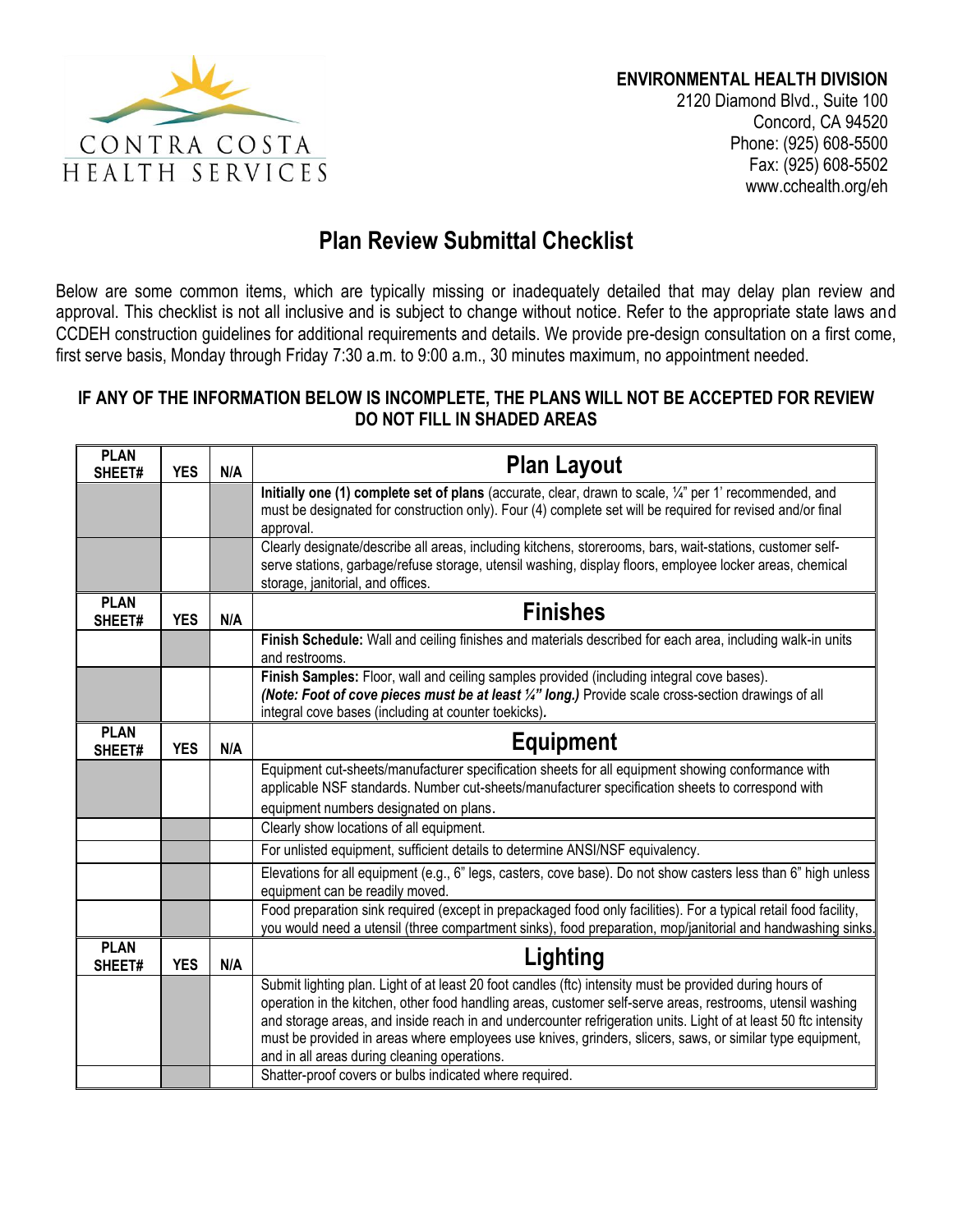CONTRA COSTA
HEALTH SERVICES

**ENVIRONMENTAL HEALTH DIVISION**
2120 Diamond Blvd., Suite 100
Concord, CA 94520
Phone: (925) 608-5500
Fax: (925) 608-5502
www.cchealth.org/eh

# Plan Review Submittal Checklist

Below are some common items, which are typically missing or inadequately detailed that may delay plan review and approval. This checklist is not all inclusive and is subject to change without notice. Refer to the appropriate state laws and CCDEH construction guidelines for additional requirements and details. We provide pre-design consultation on a first come, first serve basis, Monday through Friday 7:30 a.m. to 9:00 a.m., 30 minutes maximum, no appointment needed.

**IF ANY OF THE INFORMATION BELOW IS INCOMPLETE, THE PLANS WILL NOT BE ACCEPTED FOR REVIEW**
**DO NOT FILL IN SHADED AREAS**

| PLAN SHEET# | YES | N/A | Plan Layout |
|---|---|---|---|
| | | | **Initially one (1) complete set of plans** (accurate, clear, drawn to scale, ¼" per 1' recommended, and must be designated for construction only). Four (4) complete set will be required for revised and/or final approval. |
| | | | Clearly designate/describe all areas, including kitchens, storerooms, bars, wait-stations, customer self-serve stations, garbage/refuse storage, utensil washing, display floors, employee locker areas, chemical storage, janitorial, and offices. |
| **PLAN SHEET#** | **YES** | **N/A** | **Finishes** |
| | | | **Finish Schedule:** Wall and ceiling finishes and materials described for each area, including walk-in units and restrooms. |
| | | | **Finish Samples:** Floor, wall and ceiling samples provided (including integral cove bases). ***(Note: Foot of cove pieces must be at least ¼" long.)*** Provide scale cross-section drawings of all integral cove bases (including at counter toekicks)***.*** |
| **PLAN SHEET#** | **YES** | **N/A** | **Equipment** |
| | | | Equipment cut-sheets/manufacturer specification sheets for all equipment showing conformance with applicable NSF standards. Number cut-sheets/manufacturer specification sheets to correspond with equipment numbers designated on plans. |
| | | | Clearly show locations of all equipment. |
| | | | For unlisted equipment, sufficient details to determine ANSI/NSF equivalency. |
| | | | Elevations for all equipment (e.g., 6" legs, casters, cove base). Do not show casters less than 6" high unless equipment can be readily moved. |
| | | | Food preparation sink required (except in prepackaged food only facilities). For a typical retail food facility, you would need a utensil (three compartment sinks), food preparation, mop/janitorial and handwashing sinks. |
| **PLAN SHEET#** | **YES** | **N/A** | **Lighting** |
| | | | Submit lighting plan. Light of at least 20 foot candles (ftc) intensity must be provided during hours of operation in the kitchen, other food handling areas, customer self-serve areas, restrooms, utensil washing and storage areas, and inside reach in and undercounter refrigeration units. Light of at least 50 ftc intensity must be provided in areas where employees use knives, grinders, slicers, saws, or similar type equipment, and in all areas during cleaning operations. |
| | | | Shatter-proof covers or bulbs indicated where required. |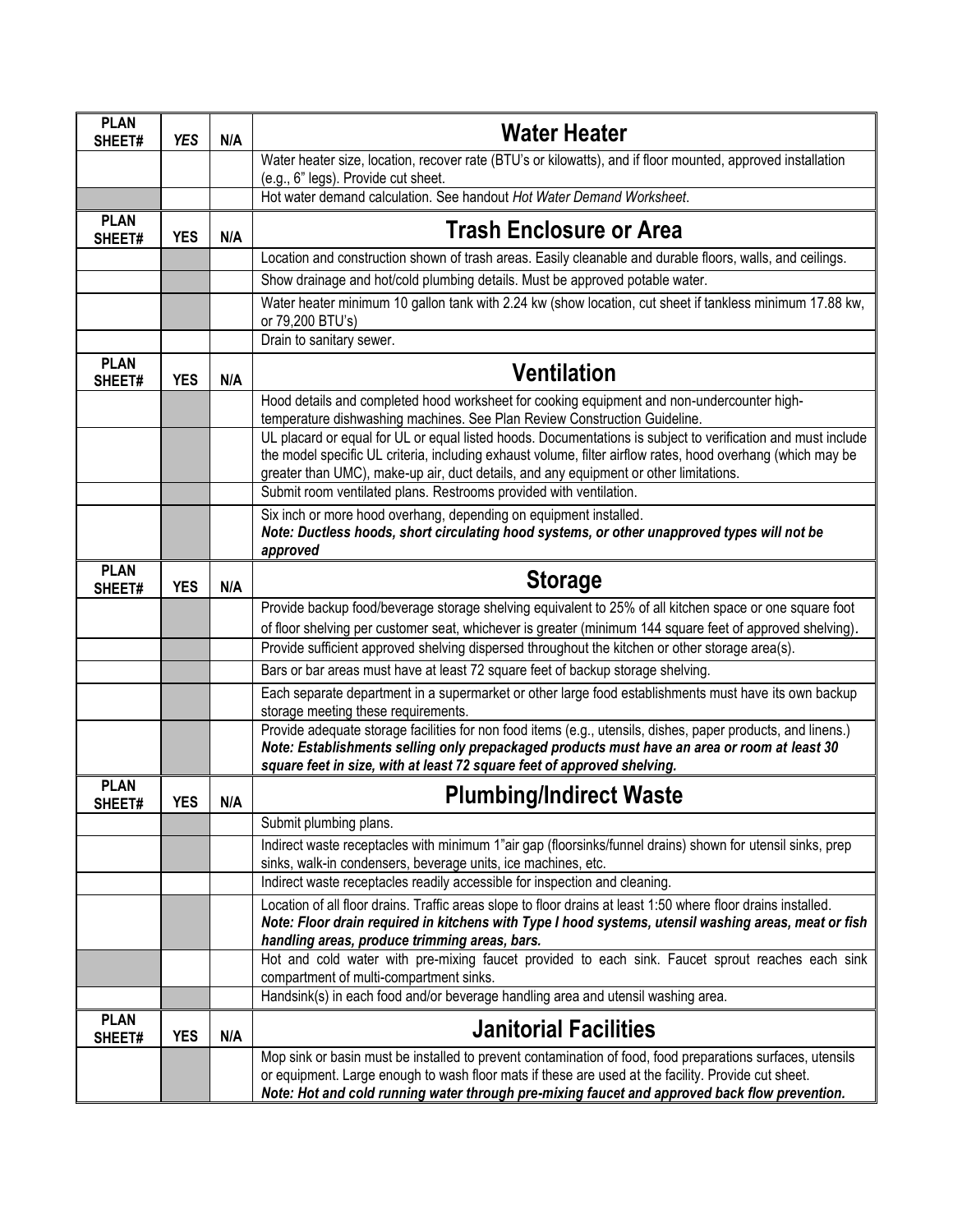| PLAN SHEET# | *YES* | N/A | **Water Heater** |
|---|---|---|---|
| | | | Water heater size, location, recover rate (BTU's or kilowatts), and if floor mounted, approved installation (e.g., 6" legs). Provide cut sheet. |
| | | | Hot water demand calculation. See handout *Hot Water Demand Worksheet*. |

| PLAN SHEET# | YES | N/A | **Trash Enclosure or Area** |
|---|---|---|---|
| | | | Location and construction shown of trash areas. Easily cleanable and durable floors, walls, and ceilings. |
| | | | Show drainage and hot/cold plumbing details. Must be approved potable water. |
| | | | Water heater minimum 10 gallon tank with 2.24 kw (show location, cut sheet if tankless minimum 17.88 kw, or 79,200 BTU's) |
| | | | Drain to sanitary sewer. |

| PLAN SHEET# | YES | N/A | **Ventilation** |
|---|---|---|---|
| | | | Hood details and completed hood worksheet for cooking equipment and non-undercounter high-temperature dishwashing machines. See Plan Review Construction Guideline. |
| | | | UL placard or equal for UL or equal listed hoods. Documentations is subject to verification and must include the model specific UL criteria, including exhaust volume, filter airflow rates, hood overhang (which may be greater than UMC), make-up air, duct details, and any equipment or other limitations. |
| | | | Submit room ventilated plans. Restrooms provided with ventilation. |
| | | | Six inch or more hood overhang, depending on equipment installed. ***Note: Ductless hoods, short circulating hood systems, or other unapproved types will not be approved*** |

| PLAN SHEET# | YES | N/A | **Storage** |
|---|---|---|---|
| | | | Provide backup food/beverage storage shelving equivalent to 25% of all kitchen space or one square foot of floor shelving per customer seat, whichever is greater (minimum 144 square feet of approved shelving). |
| | | | Provide sufficient approved shelving dispersed throughout the kitchen or other storage area(s). |
| | | | Bars or bar areas must have at least 72 square feet of backup storage shelving. |
| | | | Each separate department in a supermarket or other large food establishments must have its own backup storage meeting these requirements. |
| | | | Provide adequate storage facilities for non food items (e.g., utensils, dishes, paper products, and linens.) ***Note: Establishments selling only prepackaged products must have an area or room at least 30 square feet in size, with at least 72 square feet of approved shelving.*** |

| PLAN SHEET# | YES | N/A | **Plumbing/Indirect Waste** |
|---|---|---|---|
| | | | Submit plumbing plans. |
| | | | Indirect waste receptacles with minimum 1"air gap (floorsinks/funnel drains) shown for utensil sinks, prep sinks, walk-in condensers, beverage units, ice machines, etc. |
| | | | Indirect waste receptacles readily accessible for inspection and cleaning. |
| | | | Location of all floor drains. Traffic areas slope to floor drains at least 1:50 where floor drains installed. ***Note: Floor drain required in kitchens with Type I hood systems, utensil washing areas, meat or fish handling areas, produce trimming areas, bars.*** |
| | | | Hot and cold water with pre-mixing faucet provided to each sink. Faucet sprout reaches each sink compartment of multi-compartment sinks. |
| | | | Handsink(s) in each food and/or beverage handling area and utensil washing area. |

| PLAN SHEET# | YES | N/A | **Janitorial Facilities** |
|---|---|---|---|
| | | | Mop sink or basin must be installed to prevent contamination of food, food preparations surfaces, utensils or equipment. Large enough to wash floor mats if these are used at the facility. Provide cut sheet. ***Note: Hot and cold running water through pre-mixing faucet and approved back flow prevention.*** |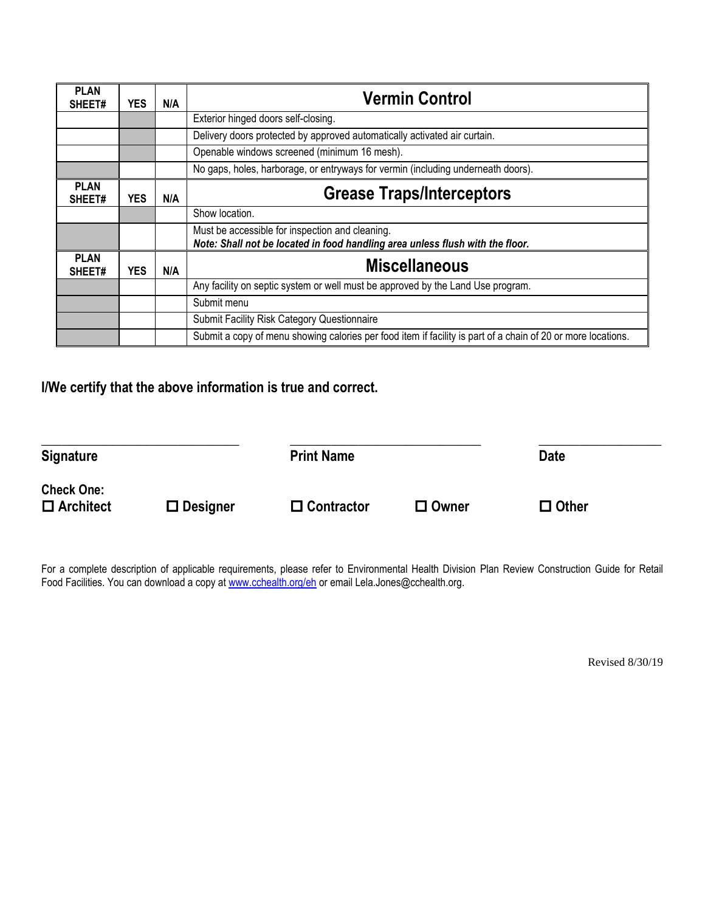| PLAN SHEET# | YES | N/A | Vermin Control |
|---|---|---|---|
| | | | Exterior hinged doors self-closing. |
| | | | Delivery doors protected by approved automatically activated air curtain. |
| | | | Openable windows screened (minimum 16 mesh). |
| | | | No gaps, holes, harborage, or entryways for vermin (including underneath doors). |
| **PLAN SHEET#** | **YES** | **N/A** | **Grease Traps/Interceptors** |
| | | | Show location. |
| | | | Must be accessible for inspection and cleaning. ***Note: Shall not be located in food handling area unless flush with the floor.*** |
| **PLAN SHEET#** | **YES** | **N/A** | **Miscellaneous** |
| | | | Any facility on septic system or well must be approved by the Land Use program. |
| | | | Submit menu |
| | | | Submit Facility Risk Category Questionnaire |
| | | | Submit a copy of menu showing calories per food item if facility is part of a chain of 20 or more locations. |

**I/We certify that the above information is true and correct.**

\_\_\_\_\_\_\_\_\_\_\_\_\_\_\_\_\_\_\_\_\_\_\_\_\_\_\_\_\_\_ \_\_\_\_\_\_\_\_\_\_\_\_\_\_\_\_\_\_\_\_\_\_\_\_\_\_\_\_\_\_ \_\_\_\_\_\_\_\_\_\_\_\_\_\_\_\_\_\_\_\_

**Signature** **Print Name** **Date**

**Check One:**

☐ **Architect** ☐ **Designer** ☐ **Contractor** ☐ **Owner** ☐ **Other**

For a complete description of applicable requirements, please refer to Environmental Health Division Plan Review Construction Guide for Retail Food Facilities. You can download a copy at [www.cchealth.org/eh](www.cchealth.org/eh) or email Lela.Jones@cchealth.org.

Revised 8/30/19